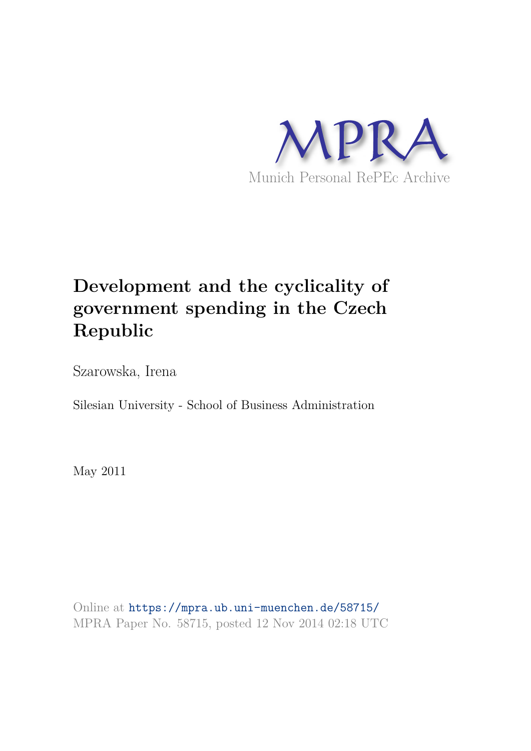MPRA

Munich Personal RePEc Archive

# Development and the cyclicality of government spending in the Czech Republic

Szarowska, Irena

Silesian University - School of Business Administration

May 2011

Online at https://mpra.ub.uni-muenchen.de/58715/
MPRA Paper No. 58715, posted 12 Nov 2014 02:18 UTC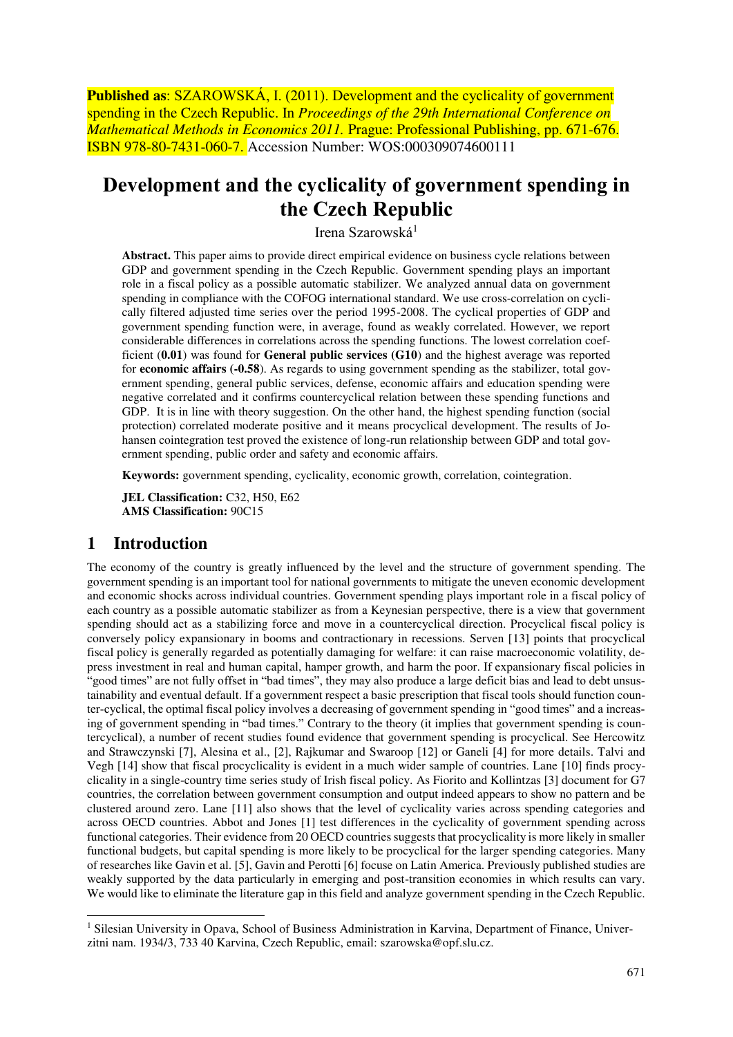**Published as**: SZAROWSKÁ, I. (2011). Development and the cyclicality of government spending in the Czech Republic. In *Proceedings of the 29th International Conference on Mathematical Methods in Economics 2011.* Prague: Professional Publishing, pp. 671-676. ISBN 978-80-7431-060-7. Accession Number: WOS:000309074600111

# Development and the cyclicality of government spending in the Czech Republic

Irena Szarowská[1]

**Abstract.** This paper aims to provide direct empirical evidence on business cycle relations between GDP and government spending in the Czech Republic. Government spending plays an important role in a fiscal policy as a possible automatic stabilizer. We analyzed annual data on government spending in compliance with the COFOG international standard. We use cross-correlation on cyclically filtered adjusted time series over the period 1995-2008. The cyclical properties of GDP and government spending function were, in average, found as weakly correlated. However, we report considerable differences in correlations across the spending functions. The lowest correlation coefficient (**0.01**) was found for **General public services (G10**) and the highest average was reported for **economic affairs (-0.58**). As regards to using government spending as the stabilizer, total government spending, general public services, defense, economic affairs and education spending were negative correlated and it confirms countercyclical relation between these spending functions and GDP. It is in line with theory suggestion. On the other hand, the highest spending function (social protection) correlated moderate positive and it means procyclical development. The results of Johansen cointegration test proved the existence of long-run relationship between GDP and total government spending, public order and safety and economic affairs.

**Keywords:** government spending, cyclicality, economic growth, correlation, cointegration.

**JEL Classification:** C32, H50, E62
**AMS Classification:** 90C15

## 1 Introduction

The economy of the country is greatly influenced by the level and the structure of government spending. The government spending is an important tool for national governments to mitigate the uneven economic development and economic shocks across individual countries. Government spending plays important role in a fiscal policy of each country as a possible automatic stabilizer as from a Keynesian perspective, there is a view that government spending should act as a stabilizing force and move in a countercyclical direction. Procyclical fiscal policy is conversely policy expansionary in booms and contractionary in recessions. Serven [13] points that procyclical fiscal policy is generally regarded as potentially damaging for welfare: it can raise macroeconomic volatility, depress investment in real and human capital, hamper growth, and harm the poor. If expansionary fiscal policies in "good times" are not fully offset in "bad times", they may also produce a large deficit bias and lead to debt unsustainability and eventual default. If a government respect a basic prescription that fiscal tools should function counter-cyclical, the optimal fiscal policy involves a decreasing of government spending in "good times" and a increasing of government spending in "bad times." Contrary to the theory (it implies that government spending is countercyclical), a number of recent studies found evidence that government spending is procyclical. See Hercowitz and Strawczynski [7], Alesina et al., [2], Rajkumar and Swaroop [12] or Ganeli [4] for more details. Talvi and Vegh [14] show that fiscal procyclicality is evident in a much wider sample of countries. Lane [10] finds procyclicality in a single-country time series study of Irish fiscal policy. As Fiorito and Kollintzas [3] document for G7 countries, the correlation between government consumption and output indeed appears to show no pattern and be clustered around zero. Lane [11] also shows that the level of cyclicality varies across spending categories and across OECD countries. Abbot and Jones [1] test differences in the cyclicality of government spending across functional categories. Their evidence from 20 OECD countries suggests that procyclicality is more likely in smaller functional budgets, but capital spending is more likely to be procyclical for the larger spending categories. Many of researches like Gavin et al. [5], Gavin and Perotti [6] focuse on Latin America. Previously published studies are weakly supported by the data particularly in emerging and post-transition economies in which results can vary. We would like to eliminate the literature gap in this field and analyze government spending in the Czech Republic.

[1] Silesian University in Opava, School of Business Administration in Karvina, Department of Finance, Univerzitni nam. 1934/3, 733 40 Karvina, Czech Republic, email: szarowska@opf.slu.cz.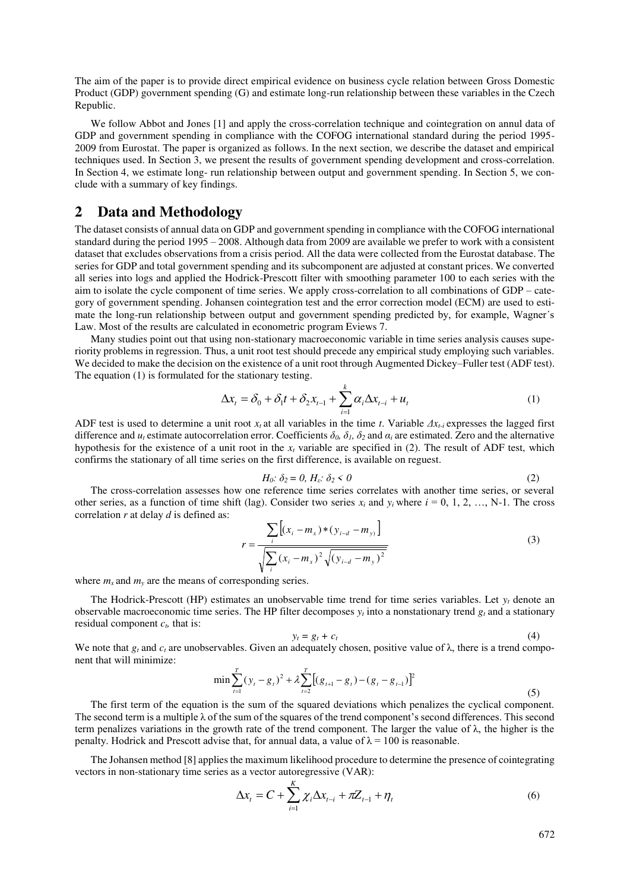The aim of the paper is to provide direct empirical evidence on business cycle relation between Gross Domestic Product (GDP) government spending (G) and estimate long-run relationship between these variables in the Czech Republic.

We follow Abbot and Jones [1] and apply the cross-correlation technique and cointegration on annul data of GDP and government spending in compliance with the COFOG international standard during the period 1995-2009 from Eurostat. The paper is organized as follows. In the next section, we describe the dataset and empirical techniques used. In Section 3, we present the results of government spending development and cross-correlation. In Section 4, we estimate long- run relationship between output and government spending. In Section 5, we conclude with a summary of key findings.

## 2 Data and Methodology

The dataset consists of annual data on GDP and government spending in compliance with the COFOG international standard during the period 1995 – 2008. Although data from 2009 are available we prefer to work with a consistent dataset that excludes observations from a crisis period. All the data were collected from the Eurostat database. The series for GDP and total government spending and its subcomponent are adjusted at constant prices. We converted all series into logs and applied the Hodrick-Prescott filter with smoothing parameter 100 to each series with the aim to isolate the cycle component of time series. We apply cross-correlation to all combinations of GDP – category of government spending. Johansen cointegration test and the error correction model (ECM) are used to estimate the long-run relationship between output and government spending predicted by, for example, Wagner´s Law. Most of the results are calculated in econometric program Eviews 7.

Many studies point out that using non-stationary macroeconomic variable in time series analysis causes superiority problems in regression. Thus, a unit root test should precede any empirical study employing such variables. We decided to make the decision on the existence of a unit root through Augmented Dickey–Fuller test (ADF test). The equation (1) is formulated for the stationary testing.

$$\Delta x_t = \delta_0 + \delta_1 t + \delta_2 x_{t-1} + \sum_{i=1}^{k} \alpha_i \Delta x_{t-i} + u_t \tag{1}$$

ADF test is used to determine a unit root $x_t$ at all variables in the time $t$. Variable $\Delta x_{t-i}$ expresses the lagged first difference and $u_t$ estimate autocorrelation error. Coefficients $\delta_0$, $\delta_1$, $\delta_2$ and $\alpha_i$ are estimated. Zero and the alternative hypothesis for the existence of a unit root in the $x_t$ variable are specified in (2). The result of ADF test, which confirms the stationary of all time series on the first difference, is available on reguest.

$$H_0\colon \delta_2 = 0,\ H_\varepsilon\colon \delta_2 < 0 \tag{2}$$

The cross-correlation assesses how one reference time series correlates with another time series, or several other series, as a function of time shift (lag). Consider two series $x_i$ and $y_i$ where $i = 0, 1, 2, \ldots, N\text{-}1$. The cross correlation $r$ at delay $d$ is defined as:

$$r = \frac{\sum_i \left[ (x_i - m_x) * (y_{i-d} - m_y) \right]}{\sqrt{\sum_i (x_i - m_x)^2} \sqrt{(y_{i-d} - m_y)^2}} \tag{3}$$

where $m_x$ and $m_y$ are the means of corresponding series.

The Hodrick-Prescott (HP) estimates an unobservable time trend for time series variables. Let $y_t$ denote an observable macroeconomic time series. The HP filter decomposes $y_t$ into a nonstationary trend $g_t$ and a stationary residual component $c_t$, that is:

$$y_t = g_t + c_t \tag{4}$$

We note that $g_t$ and $c_t$ are unobservables. Given an adequately chosen, positive value of λ, there is a trend component that will minimize:

$$\min \sum_{t=1}^{T} (y_t - g_t)^2 + \lambda \sum_{t=2}^{T} \left[ (g_{t+1} - g_t) - (g_t - g_{t-1}) \right]^2 \tag{5}$$

The first term of the equation is the sum of the squared deviations which penalizes the cyclical component. The second term is a multiple λ of the sum of the squares of the trend component's second differences. This second term penalizes variations in the growth rate of the trend component. The larger the value of λ, the higher is the penalty. Hodrick and Prescott advise that, for annual data, a value of λ = 100 is reasonable.

The Johansen method [8] applies the maximum likelihood procedure to determine the presence of cointegrating vectors in non-stationary time series as a vector autoregressive (VAR):

$$\Delta x_t = C + \sum_{i=1}^{K} \chi_i \Delta x_{t-i} + \pi Z_{t-1} + \eta_t \tag{6}$$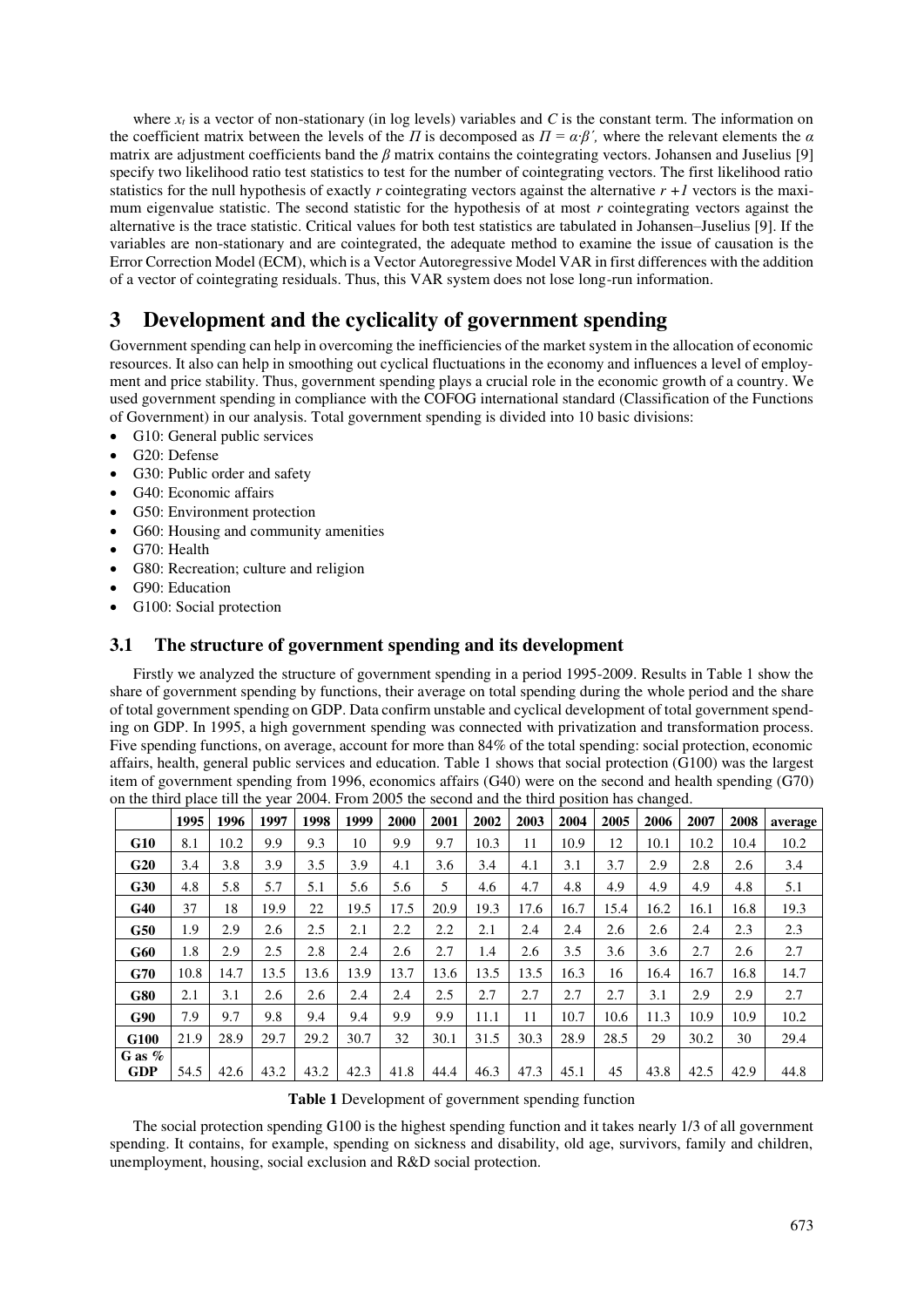where $x_t$ is a vector of non-stationary (in log levels) variables and $C$ is the constant term. The information on the coefficient matrix between the levels of the $\Pi$ is decomposed as $\Pi = \alpha{\cdot}\beta'$, where the relevant elements the $\alpha$ matrix are adjustment coefficients band the $\beta$ matrix contains the cointegrating vectors. Johansen and Juselius [9] specify two likelihood ratio test statistics to test for the number of cointegrating vectors. The first likelihood ratio statistics for the null hypothesis of exactly $r$ cointegrating vectors against the alternative $r + 1$ vectors is the maximum eigenvalue statistic. The second statistic for the hypothesis of at most $r$ cointegrating vectors against the alternative is the trace statistic. Critical values for both test statistics are tabulated in Johansen–Juselius [9]. If the variables are non-stationary and are cointegrated, the adequate method to examine the issue of causation is the Error Correction Model (ECM), which is a Vector Autoregressive Model VAR in first differences with the addition of a vector of cointegrating residuals. Thus, this VAR system does not lose long-run information.

# 3 Development and the cyclicality of government spending

Government spending can help in overcoming the inefficiencies of the market system in the allocation of economic resources. It also can help in smoothing out cyclical fluctuations in the economy and influences a level of employment and price stability. Thus, government spending plays a crucial role in the economic growth of a country. We used government spending in compliance with the COFOG international standard (Classification of the Functions of Government) in our analysis. Total government spending is divided into 10 basic divisions:

- G10: General public services
- G20: Defense
- G30: Public order and safety
- G40: Economic affairs
- G50: Environment protection
- G60: Housing and community amenities
- G70: Health
- G80: Recreation; culture and religion
- G90: Education
- G100: Social protection

## 3.1 The structure of government spending and its development

Firstly we analyzed the structure of government spending in a period 1995-2009. Results in Table 1 show the share of government spending by functions, their average on total spending during the whole period and the share of total government spending on GDP. Data confirm unstable and cyclical development of total government spending on GDP. In 1995, a high government spending was connected with privatization and transformation process. Five spending functions, on average, account for more than 84% of the total spending: social protection, economic affairs, health, general public services and education. Table 1 shows that social protection (G100) was the largest item of government spending from 1996, economics affairs (G40) were on the second and health spending (G70) on the third place till the year 2004. From 2005 the second and the third position has changed.

| | 1995 | 1996 | 1997 | 1998 | 1999 | 2000 | 2001 | 2002 | 2003 | 2004 | 2005 | 2006 | 2007 | 2008 | average |
|---|---|---|---|---|---|---|---|---|---|---|---|---|---|---|---|
| **G10** | 8.1 | 10.2 | 9.9 | 9.3 | 10 | 9.9 | 9.7 | 10.3 | 11 | 10.9 | 12 | 10.1 | 10.2 | 10.4 | 10.2 |
| **G20** | 3.4 | 3.8 | 3.9 | 3.5 | 3.9 | 4.1 | 3.6 | 3.4 | 4.1 | 3.1 | 3.7 | 2.9 | 2.8 | 2.6 | 3.4 |
| **G30** | 4.8 | 5.8 | 5.7 | 5.1 | 5.6 | 5.6 | 5 | 4.6 | 4.7 | 4.8 | 4.9 | 4.9 | 4.9 | 4.8 | 5.1 |
| **G40** | 37 | 18 | 19.9 | 22 | 19.5 | 17.5 | 20.9 | 19.3 | 17.6 | 16.7 | 15.4 | 16.2 | 16.1 | 16.8 | 19.3 |
| **G50** | 1.9 | 2.9 | 2.6 | 2.5 | 2.1 | 2.2 | 2.2 | 2.1 | 2.4 | 2.4 | 2.6 | 2.6 | 2.4 | 2.3 | 2.3 |
| **G60** | 1.8 | 2.9 | 2.5 | 2.8 | 2.4 | 2.6 | 2.7 | 1.4 | 2.6 | 3.5 | 3.6 | 3.6 | 2.7 | 2.6 | 2.7 |
| **G70** | 10.8 | 14.7 | 13.5 | 13.6 | 13.9 | 13.7 | 13.6 | 13.5 | 13.5 | 16.3 | 16 | 16.4 | 16.7 | 16.8 | 14.7 |
| **G80** | 2.1 | 3.1 | 2.6 | 2.6 | 2.4 | 2.4 | 2.5 | 2.7 | 2.7 | 2.7 | 2.7 | 3.1 | 2.9 | 2.9 | 2.7 |
| **G90** | 7.9 | 9.7 | 9.8 | 9.4 | 9.4 | 9.9 | 9.9 | 11.1 | 11 | 10.7 | 10.6 | 11.3 | 10.9 | 10.9 | 10.2 |
| **G100** | 21.9 | 28.9 | 29.7 | 29.2 | 30.7 | 32 | 30.1 | 31.5 | 30.3 | 28.9 | 28.5 | 29 | 30.2 | 30 | 29.4 |
| **G as % GDP** | 54.5 | 42.6 | 43.2 | 43.2 | 42.3 | 41.8 | 44.4 | 46.3 | 47.3 | 45.1 | 45 | 43.8 | 42.5 | 42.9 | 44.8 |

**Table 1** Development of government spending function

The social protection spending G100 is the highest spending function and it takes nearly 1/3 of all government spending. It contains, for example, spending on sickness and disability, old age, survivors, family and children, unemployment, housing, social exclusion and R&D social protection.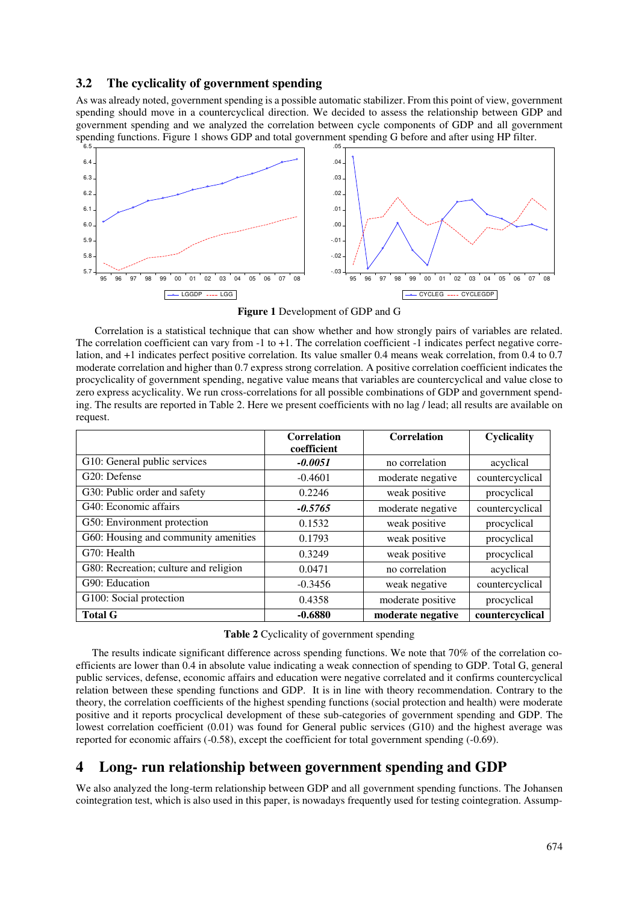## 3.2 The cyclicality of government spending

As was already noted, government spending is a possible automatic stabilizer. From this point of view, government spending should move in a countercyclical direction. We decided to assess the relationship between GDP and government spending and we analyzed the correlation between cycle components of GDP and all government spending functions. Figure 1 shows GDP and total government spending G before and after using HP filter.

**Figure 1** Development of GDP and G

Correlation is a statistical technique that can show whether and how strongly pairs of variables are related. The correlation coefficient can vary from -1 to +1. The correlation coefficient -1 indicates perfect negative correlation, and +1 indicates perfect positive correlation. Its value smaller 0.4 means weak correlation, from 0.4 to 0.7 moderate correlation and higher than 0.7 express strong correlation. A positive correlation coefficient indicates the procyclicality of government spending, negative value means that variables are countercyclical and value close to zero express acyclicality. We run cross-correlations for all possible combinations of GDP and government spending. The results are reported in Table 2. Here we present coefficients with no lag / lead; all results are available on request.

| | Correlation coefficient | Correlation | Cyclicality |
|---|---|---|---|
| G10: General public services | ***-0.0051*** | no correlation | acyclical |
| G20: Defense | -0.4601 | moderate negative | countercyclical |
| G30: Public order and safety | 0.2246 | weak positive | procyclical |
| G40: Economic affairs | ***-0.5765*** | moderate negative | countercyclical |
| G50: Environment protection | 0.1532 | weak positive | procyclical |
| G60: Housing and community amenities | 0.1793 | weak positive | procyclical |
| G70: Health | 0.3249 | weak positive | procyclical |
| G80: Recreation; culture and religion | 0.0471 | no correlation | acyclical |
| G90: Education | -0.3456 | weak negative | countercyclical |
| G100: Social protection | 0.4358 | moderate positive | procyclical |
| **Total G** | **-0.6880** | **moderate negative** | **countercyclical** |

**Table 2** Cyclicality of government spending

The results indicate significant difference across spending functions. We note that 70% of the correlation coefficients are lower than 0.4 in absolute value indicating a weak connection of spending to GDP. Total G, general public services, defense, economic affairs and education were negative correlated and it confirms countercyclical relation between these spending functions and GDP. It is in line with theory recommendation. Contrary to the theory, the correlation coefficients of the highest spending functions (social protection and health) were moderate positive and it reports procyclical development of these sub-categories of government spending and GDP. The lowest correlation coefficient (0.01) was found for General public services (G10) and the highest average was reported for economic affairs (-0.58), except the coefficient for total government spending (-0.69).

# 4 Long- run relationship between government spending and GDP

We also analyzed the long-term relationship between GDP and all government spending functions. The Johansen cointegration test, which is also used in this paper, is nowadays frequently used for testing cointegration. Assump-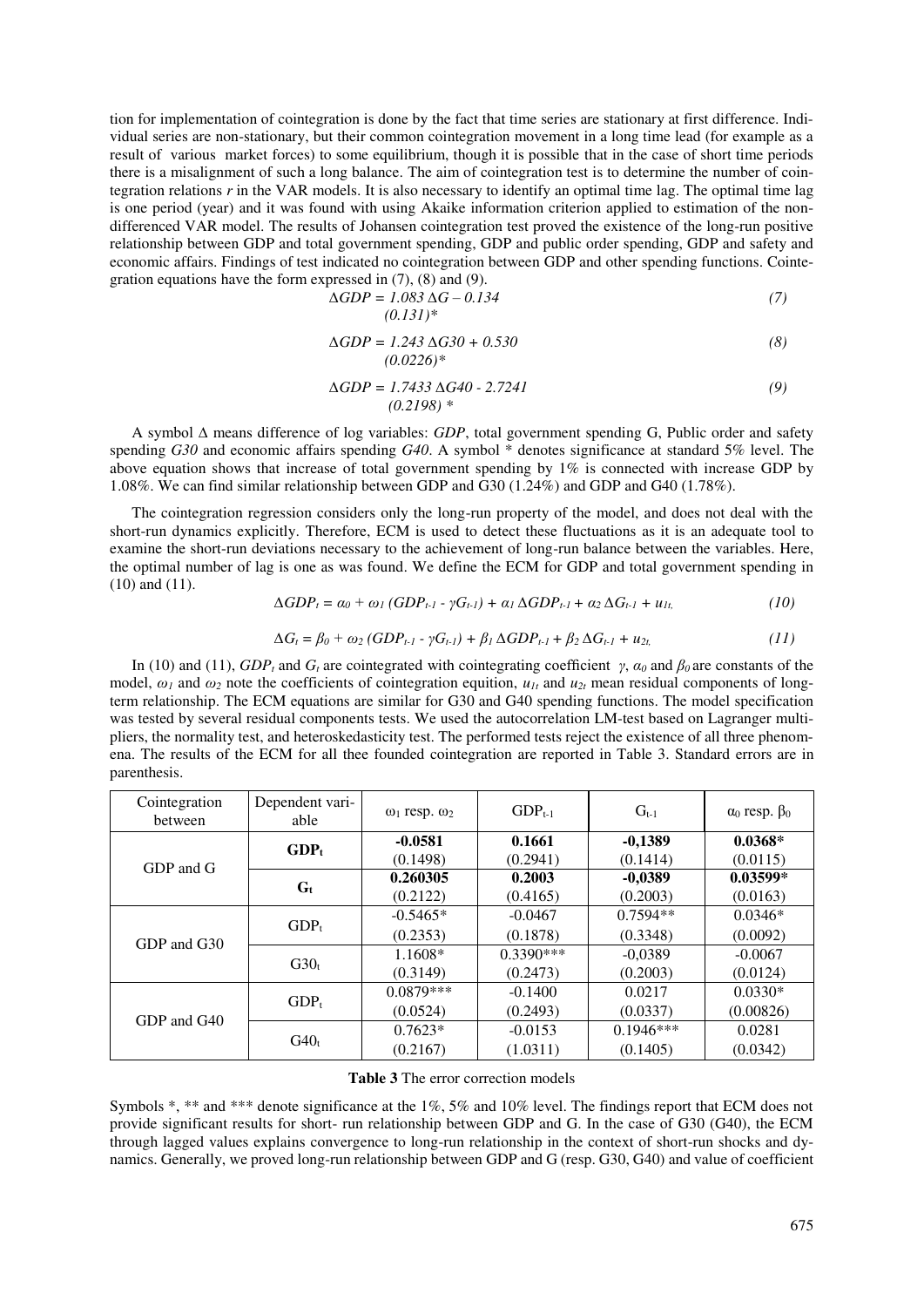tion for implementation of cointegration is done by the fact that time series are stationary at first difference. Individual series are non-stationary, but their common cointegration movement in a long time lead (for example as a result of various market forces) to some equilibrium, though it is possible that in the case of short time periods there is a misalignment of such a long balance. The aim of cointegration test is to determine the number of cointegration relations *r* in the VAR models. It is also necessary to identify an optimal time lag. The optimal time lag is one period (year) and it was found with using Akaike information criterion applied to estimation of the non-differenced VAR model. The results of Johansen cointegration test proved the existence of the long-run positive relationship between GDP and total government spending, GDP and public order spending, GDP and safety and economic affairs. Findings of test indicated no cointegration between GDP and other spending functions. Cointegration equations have the form expressed in (7), (8) and (9).

$$\Delta GDP = \underset{(0.131)^{*}}{1.083}\,\Delta G - 0.134 \tag{7}$$

$$\Delta GDP = \underset{(0.0226)^{*}}{1.243}\,\Delta G30 + 0.530 \tag{8}$$

$$\Delta GDP = \underset{(0.2198)^{*}}{1.7433}\,\Delta G40 - 2.7241 \tag{9}$$

A symbol $\Delta$ means difference of log variables: *GDP*, total government spending G, Public order and safety spending *G30* and economic affairs spending *G40*. A symbol * denotes significance at standard 5% level. The above equation shows that increase of total government spending by 1% is connected with increase GDP by 1.08%. We can find similar relationship between GDP and G30 (1.24%) and GDP and G40 (1.78%).

The cointegration regression considers only the long-run property of the model, and does not deal with the short-run dynamics explicitly. Therefore, ECM is used to detect these fluctuations as it is an adequate tool to examine the short-run deviations necessary to the achievement of long-run balance between the variables. Here, the optimal number of lag is one as was found. We define the ECM for GDP and total government spending in (10) and (11).

$$\Delta GDP_t = \alpha_0 + \omega_1\,(GDP_{t-1} - \gamma G_{t-1}) + \alpha_1\,\Delta GDP_{t-1} + \alpha_2\,\Delta G_{t-1} + u_{1t,} \tag{10}$$

$$\Delta G_t = \beta_0 + \omega_2\,(GDP_{t-1} - \gamma G_{t-1}) + \beta_1\,\Delta GDP_{t-1} + \beta_2\,\Delta G_{t-1} + u_{2t,} \tag{11}$$

In (10) and (11), $GDP_t$ and $G_t$ are cointegrated with cointegrating coefficient $\gamma$, $\alpha_0$ and $\beta_0$ are constants of the model, $\omega_1$ and $\omega_2$ note the coefficients of cointegration equition, $u_{1t}$ and $u_{2t}$ mean residual components of long-term relationship. The ECM equations are similar for G30 and G40 spending functions. The model specification was tested by several residual components tests. We used the autocorrelation LM-test based on Lagranger multipliers, the normality test, and heteroskedasticity test. The performed tests reject the existence of all three phenomena. The results of the ECM for all thee founded cointegration are reported in Table 3. Standard errors are in parenthesis.

| Cointegration between | Dependent variable | $\omega_1$ resp. $\omega_2$ | $GDP_{t-1}$ | $G_{t-1}$ | $\alpha_0$ resp. $\beta_0$ |
|---|---|---|---|---|---|
| GDP and G | **$GDP_t$** | **-0.0581** (0.1498) | **0.1661** (0.2941) | **-0,1389** (0.1414) | **0.0368*** (0.0115) |
| | **$G_t$** | **0.260305** (0.2122) | **0.2003** (0.4165) | **-0,0389** (0.2003) | **0.03599*** (0.0163) |
| GDP and G30 | $GDP_t$ | -0.5465* (0.2353) | -0.0467 (0.1878) | 0.7594** (0.3348) | 0.0346* (0.0092) |
| | $G30_t$ | 1.1608* (0.3149) | 0.3390*** (0.2473) | -0,0389 (0.2003) | -0.0067 (0.0124) |
| GDP and G40 | $GDP_t$ | 0.0879*** (0.0524) | -0.1400 (0.2493) | 0.0217 (0.0337) | 0.0330* (0.00826) |
| | $G40_t$ | 0.7623* (0.2167) | -0.0153 (1.0311) | 0.1946*** (0.1405) | 0.0281 (0.0342) |

**Table 3** The error correction models

Symbols *, ** and *** denote significance at the 1%, 5% and 10% level. The findings report that ECM does not provide significant results for short- run relationship between GDP and G. In the case of G30 (G40), the ECM through lagged values explains convergence to long-run relationship in the context of short-run shocks and dynamics. Generally, we proved long-run relationship between GDP and G (resp. G30, G40) and value of coefficient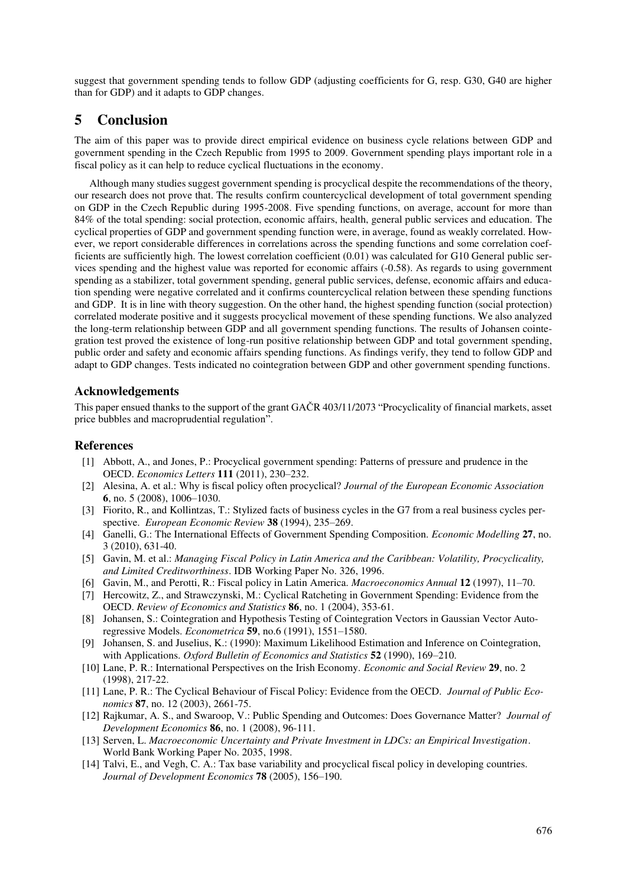suggest that government spending tends to follow GDP (adjusting coefficients for G, resp. G30, G40 are higher than for GDP) and it adapts to GDP changes.

# 5 Conclusion

The aim of this paper was to provide direct empirical evidence on business cycle relations between GDP and government spending in the Czech Republic from 1995 to 2009. Government spending plays important role in a fiscal policy as it can help to reduce cyclical fluctuations in the economy.

Although many studies suggest government spending is procyclical despite the recommendations of the theory, our research does not prove that. The results confirm countercyclical development of total government spending on GDP in the Czech Republic during 1995-2008. Five spending functions, on average, account for more than 84% of the total spending: social protection, economic affairs, health, general public services and education. The cyclical properties of GDP and government spending function were, in average, found as weakly correlated. However, we report considerable differences in correlations across the spending functions and some correlation coefficients are sufficiently high. The lowest correlation coefficient (0.01) was calculated for G10 General public services spending and the highest value was reported for economic affairs (-0.58). As regards to using government spending as a stabilizer, total government spending, general public services, defense, economic affairs and education spending were negative correlated and it confirms countercyclical relation between these spending functions and GDP. It is in line with theory suggestion. On the other hand, the highest spending function (social protection) correlated moderate positive and it suggests procyclical movement of these spending functions. We also analyzed the long-term relationship between GDP and all government spending functions. The results of Johansen cointegration test proved the existence of long-run positive relationship between GDP and total government spending, public order and safety and economic affairs spending functions. As findings verify, they tend to follow GDP and adapt to GDP changes. Tests indicated no cointegration between GDP and other government spending functions.

## Acknowledgements

This paper ensued thanks to the support of the grant GAČR 403/11/2073 "Procyclicality of financial markets, asset price bubbles and macroprudential regulation".

## References

[1] Abbott, A., and Jones, P.: Procyclical government spending: Patterns of pressure and prudence in the OECD. *Economics Letters* **111** (2011), 230–232.

[2] Alesina, A. et al.: Why is fiscal policy often procyclical? *Journal of the European Economic Association* **6**, no. 5 (2008), 1006–1030.

[3] Fiorito, R., and Kollintzas, T.: Stylized facts of business cycles in the G7 from a real business cycles perspective. *European Economic Review* **38** (1994), 235–269.

[4] Ganelli, G.: The International Effects of Government Spending Composition. *Economic Modelling* **27**, no. 3 (2010), 631-40.

[5] Gavin, M. et al.: *Managing Fiscal Policy in Latin America and the Caribbean: Volatility, Procyclicality, and Limited Creditworthiness*. IDB Working Paper No. 326, 1996.

[6] Gavin, M., and Perotti, R.: Fiscal policy in Latin America. *Macroeconomics Annual* **12** (1997), 11–70.

[7] Hercowitz, Z., and Strawczynski, M.: Cyclical Ratcheting in Government Spending: Evidence from the OECD. *Review of Economics and Statistics* **86**, no. 1 (2004), 353-61.

[8] Johansen, S.: Cointegration and Hypothesis Testing of Cointegration Vectors in Gaussian Vector Autoregressive Models. *Econometrica* **59**, no.6 (1991), 1551–1580.

[9] Johansen, S. and Juselius, K.: (1990): Maximum Likelihood Estimation and Inference on Cointegration, with Applications. *Oxford Bulletin of Economics and Statistics* **52** (1990), 169–210.

[10] Lane, P. R.: International Perspectives on the Irish Economy. *Economic and Social Review* **29**, no. 2 (1998), 217-22.

[11] Lane, P. R.: The Cyclical Behaviour of Fiscal Policy: Evidence from the OECD. *Journal of Public Economics* **87**, no. 12 (2003), 2661-75.

[12] Rajkumar, A. S., and Swaroop, V.: Public Spending and Outcomes: Does Governance Matter? *Journal of Development Economics* **86**, no. 1 (2008), 96-111.

[13] Serven, L. *Macroeconomic Uncertainty and Private Investment in LDCs: an Empirical Investigation*. World Bank Working Paper No. 2035, 1998.

[14] Talvi, E., and Vegh, C. A.: Tax base variability and procyclical fiscal policy in developing countries. *Journal of Development Economics* **78** (2005), 156–190.